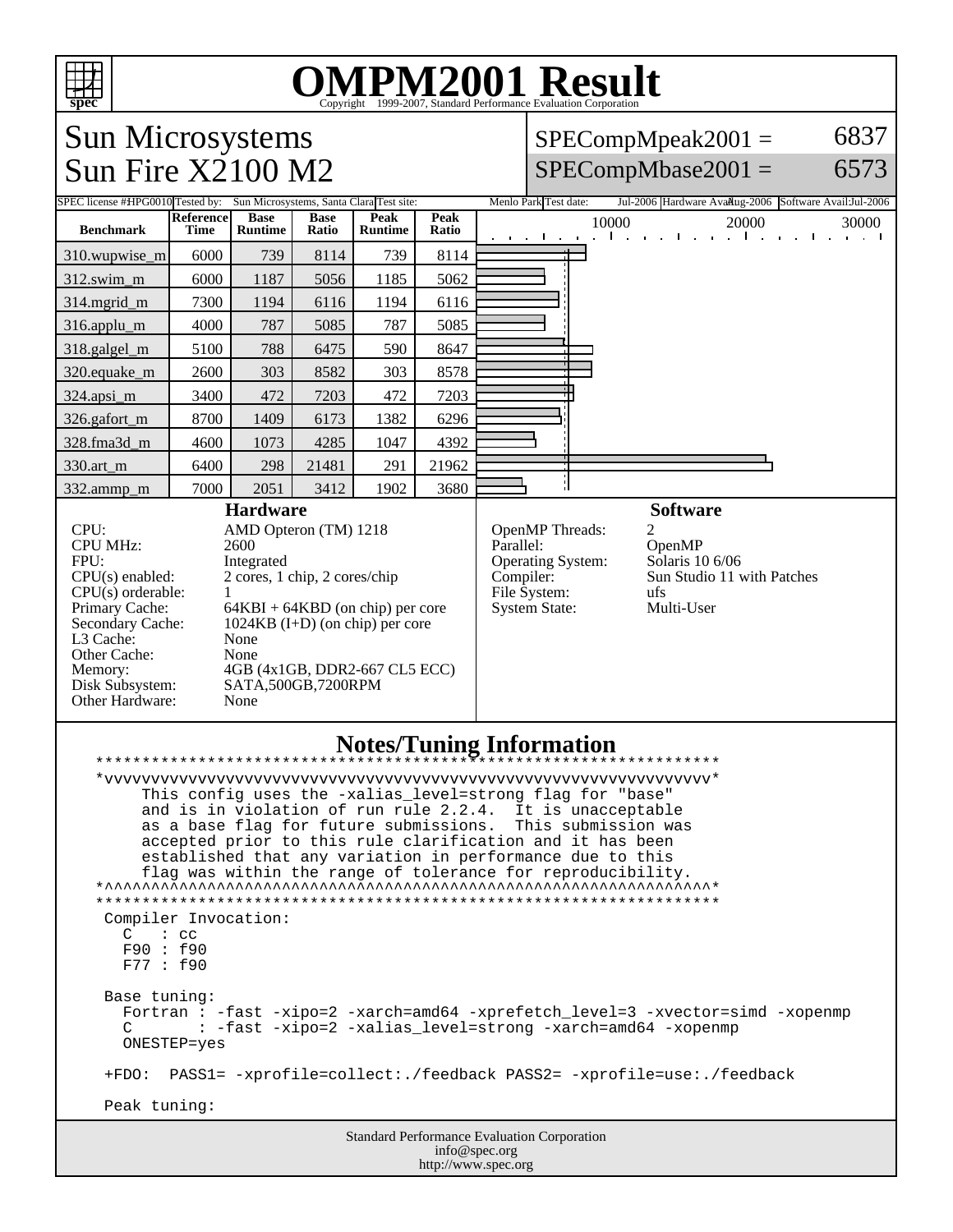# OMPM2001 Result

Copyright 1999-2007, Standard Performance Evaluation Corporation

## Sun Microsystems
## Sun Fire X2100 M2

SPECompMpeak2001 = 6837

SPECompMbase2001 = 6573

SPEC license #: HPG0010 | Tested by: Sun Microsystems, Santa Clara | Test site: Menlo Park | Test date: Jul-2006 | Hardware Avail: Aug-2006 | Software Avail: Jul-2006

| Benchmark | Reference Time | Base Runtime | Base Ratio | Peak Runtime | Peak Ratio |
|---|---|---|---|---|---|
| 310.wupwise_m | 6000 | 739 | 8114 | 739 | 8114 |
| 312.swim_m | 6000 | 1187 | 5056 | 1185 | 5062 |
| 314.mgrid_m | 7300 | 1194 | 6116 | 1194 | 6116 |
| 316.applu_m | 4000 | 787 | 5085 | 787 | 5085 |
| 318.galgel_m | 5100 | 788 | 6475 | 590 | 8647 |
| 320.equake_m | 2600 | 303 | 8582 | 303 | 8578 |
| 324.apsi_m | 3400 | 472 | 7203 | 472 | 7203 |
| 326.gafort_m | 8700 | 1409 | 6173 | 1382 | 6296 |
| 328.fma3d_m | 4600 | 1073 | 4285 | 1047 | 4392 |
| 330.art_m | 6400 | 298 | 21481 | 291 | 21962 |
| 332.ammp_m | 7000 | 2051 | 3412 | 1902 | 3680 |

### Hardware

| | |
|---|---|
| CPU: | AMD Opteron (TM) 1218 |
| CPU MHz: | 2600 |
| FPU: | Integrated |
| CPU(s) enabled: | 2 cores, 1 chip, 2 cores/chip |
| CPU(s) orderable: | 1 |
| Primary Cache: | 64KBI + 64KBD (on chip) per core |
| Secondary Cache: | 1024KB (I+D) (on chip) per core |
| L3 Cache: | None |
| Other Cache: | None |
| Memory: | 4GB (4x1GB, DDR2-667 CL5 ECC) |
| Disk Subsystem: | SATA,500GB,7200RPM |
| Other Hardware: | None |

### Software

| | |
|---|---|
| OpenMP Threads: | 2 |
| Parallel: | OpenMP |
| Operating System: | Solaris 10 6/06 |
| Compiler: | Sun Studio 11 with Patches |
| File System: | ufs |
| System State: | Multi-User |

### Notes/Tuning Information

```
*****************************************************************
*vvvvvvvvvvvvvvvvvvvvvvvvvvvvvvvvvvvvvvvvvvvvvvvvvvvvvvvvvvvvvvvv*
     This config uses the -xalias_level=strong flag for "base"
     and is in violation of run rule 2.2.4.  It is unacceptable
     as a base flag for future submissions.  This submission was
     accepted prior to this rule clarification and it has been
     established that any variation in performance due to this
     flag was within the range of tolerance for reproducibility.
*^^^^^^^^^^^^^^^^^^^^^^^^^^^^^^^^^^^^^^^^^^^^^^^^^^^^^^^^^^^^^^^^*
*****************************************************************
 Compiler Invocation:
   C   : cc
   F90 : f90
   F77 : f90

 Base tuning:
   Fortran : -fast -xipo=2 -xarch=amd64 -xprefetch_level=3 -xvector=simd -xopenmp
   C       : -fast -xipo=2 -xalias_level=strong -xarch=amd64 -xopenmp
   ONESTEP=yes

 +FDO:  PASS1= -xprofile=collect:./feedback PASS2= -xprofile=use:./feedback

 Peak tuning:
```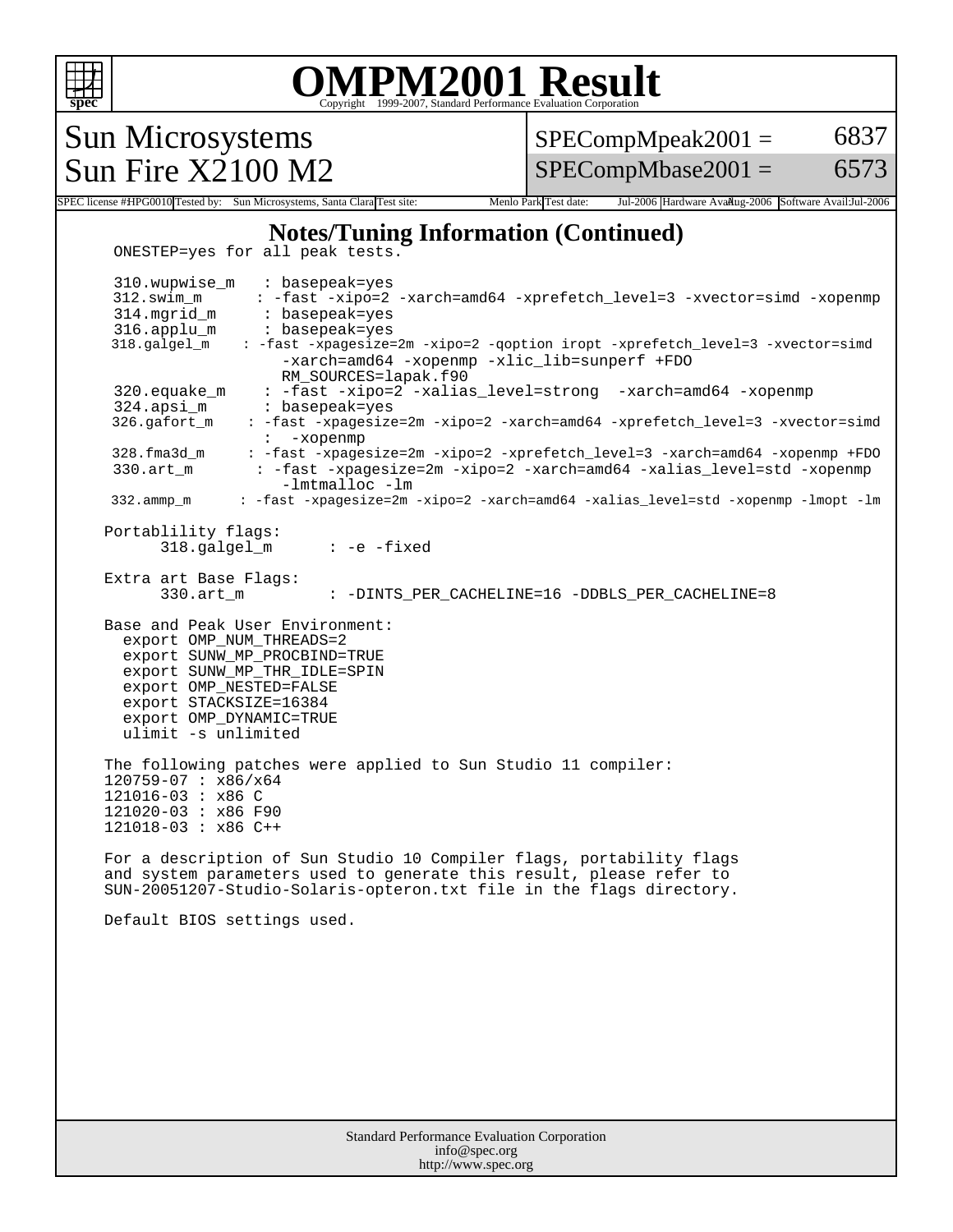# OMPM2001 Result

Copyright 1999-2007, Standard Performance Evaluation Corporation

Sun Microsystems
Sun Fire X2100 M2

SPECompMpeak2001 = 6837
SPECompMbase2001 = 6573

SPEC license #:HPG0010 Tested by: Sun Microsystems, Santa Clara Test site: Menlo Park Test date: Jul-2006 Hardware Avail: Aug-2006 Software Avail: Jul-2006

## Notes/Tuning Information (Continued)

```
ONESTEP=yes for all peak tests.

310.wupwise_m   : basepeak=yes
312.swim_m      : -fast -xipo=2 -xarch=amd64 -xprefetch_level=3 -xvector=simd -xopenmp
314.mgrid_m     : basepeak=yes
316.applu_m     : basepeak=yes
318.galgel_m    : -fast -xpagesize=2m -xipo=2 -qoption iropt -xprefetch_level=3 -xvector=simd
                  -xarch=amd64 -xopenmp -xlic_lib=sunperf +FDO
                  RM_SOURCES=lapak.f90
320.equake_m    : -fast -xipo=2 -xalias_level=strong  -xarch=amd64 -xopenmp
324.apsi_m      : basepeak=yes
326.gafort_m    : -fast -xpagesize=2m -xipo=2 -xarch=amd64 -xprefetch_level=3 -xvector=simd
                :  -xopenmp
328.fma3d_m     : -fast -xpagesize=2m -xipo=2 -xprefetch_level=3 -xarch=amd64 -xopenmp +FDO
330.art_m       : -fast -xpagesize=2m -xipo=2 -xarch=amd64 -xalias_level=std -xopenmp
                  -lmtmalloc -lm
332.ammp_m      : -fast -xpagesize=2m -xipo=2 -xarch=amd64 -xalias_level=std -xopenmp -lmopt -lm

Portablility flags:
      318.galgel_m      : -e -fixed

Extra art Base Flags:
      330.art_m         : -DINTS_PER_CACHELINE=16 -DDBLS_PER_CACHELINE=8

Base and Peak User Environment:
  export OMP_NUM_THREADS=2
  export SUNW_MP_PROCBIND=TRUE
  export SUNW_MP_THR_IDLE=SPIN
  export OMP_NESTED=FALSE
  export STACKSIZE=16384
  export OMP_DYNAMIC=TRUE
  ulimit -s unlimited

The following patches were applied to Sun Studio 11 compiler:
120759-07 : x86/x64
121016-03 : x86 C
121020-03 : x86 F90
121018-03 : x86 C++

For a description of Sun Studio 10 Compiler flags, portability flags
and system parameters used to generate this result, please refer to
SUN-20051207-Studio-Solaris-opteron.txt file in the flags directory.

Default BIOS settings used.
```

Standard Performance Evaluation Corporation
info@spec.org
http://www.spec.org